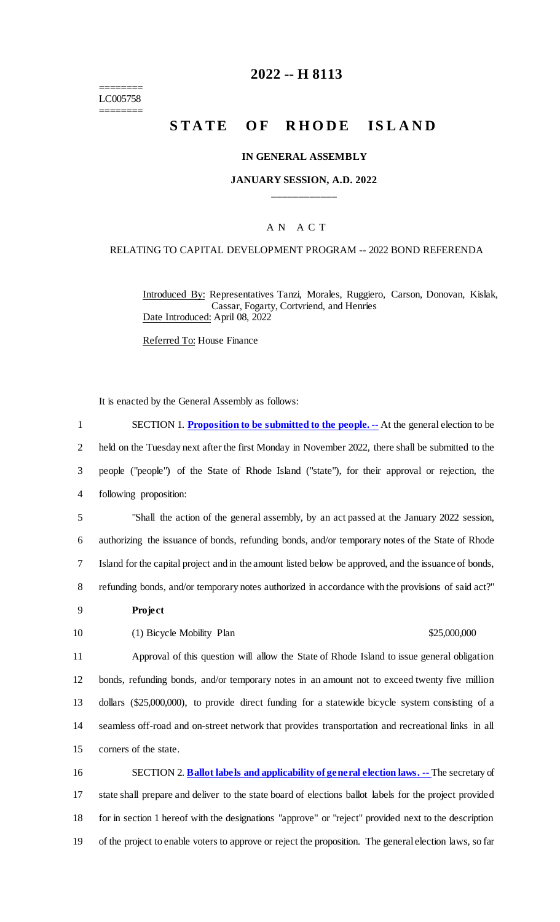========
LC005758
========

# 2022 -- H 8113

# STATE OF RHODE ISLAND

## IN GENERAL ASSEMBLY

## JANUARY SESSION, A.D. 2022

____________

## A N A C T

RELATING TO CAPITAL DEVELOPMENT PROGRAM -- 2022 BOND REFERENDA

Introduced By: Representatives Tanzi, Morales, Ruggiero, Carson, Donovan, Kislak, Cassar, Fogarty, Cortvriend, and Henries

Date Introduced: April 08, 2022

Referred To: House Finance

It is enacted by the General Assembly as follows:

1 SECTION 1. **Proposition to be submitted to the people. --** At the general election to be
2 held on the Tuesday next after the first Monday in November 2022, there shall be submitted to the
3 people ("people") of the State of Rhode Island ("state"), for their approval or rejection, the
4 following proposition:

5 "Shall the action of the general assembly, by an act passed at the January 2022 session,
6 authorizing the issuance of bonds, refunding bonds, and/or temporary notes of the State of Rhode
7 Island for the capital project and in the amount listed below be approved, and the issuance of bonds,
8 refunding bonds, and/or temporary notes authorized in accordance with the provisions of said act?"

9 **Project**

10 (1) Bicycle Mobility Plan $25,000,000

11 Approval of this question will allow the State of Rhode Island to issue general obligation
12 bonds, refunding bonds, and/or temporary notes in an amount not to exceed twenty five million
13 dollars ($25,000,000), to provide direct funding for a statewide bicycle system consisting of a
14 seamless off-road and on-street network that provides transportation and recreational links in all
15 corners of the state.

16 SECTION 2. **Ballot labels and applicability of general election laws. --** The secretary of
17 state shall prepare and deliver to the state board of elections ballot labels for the project provided
18 for in section 1 hereof with the designations "approve" or "reject" provided next to the description
19 of the project to enable voters to approve or reject the proposition. The general election laws, so far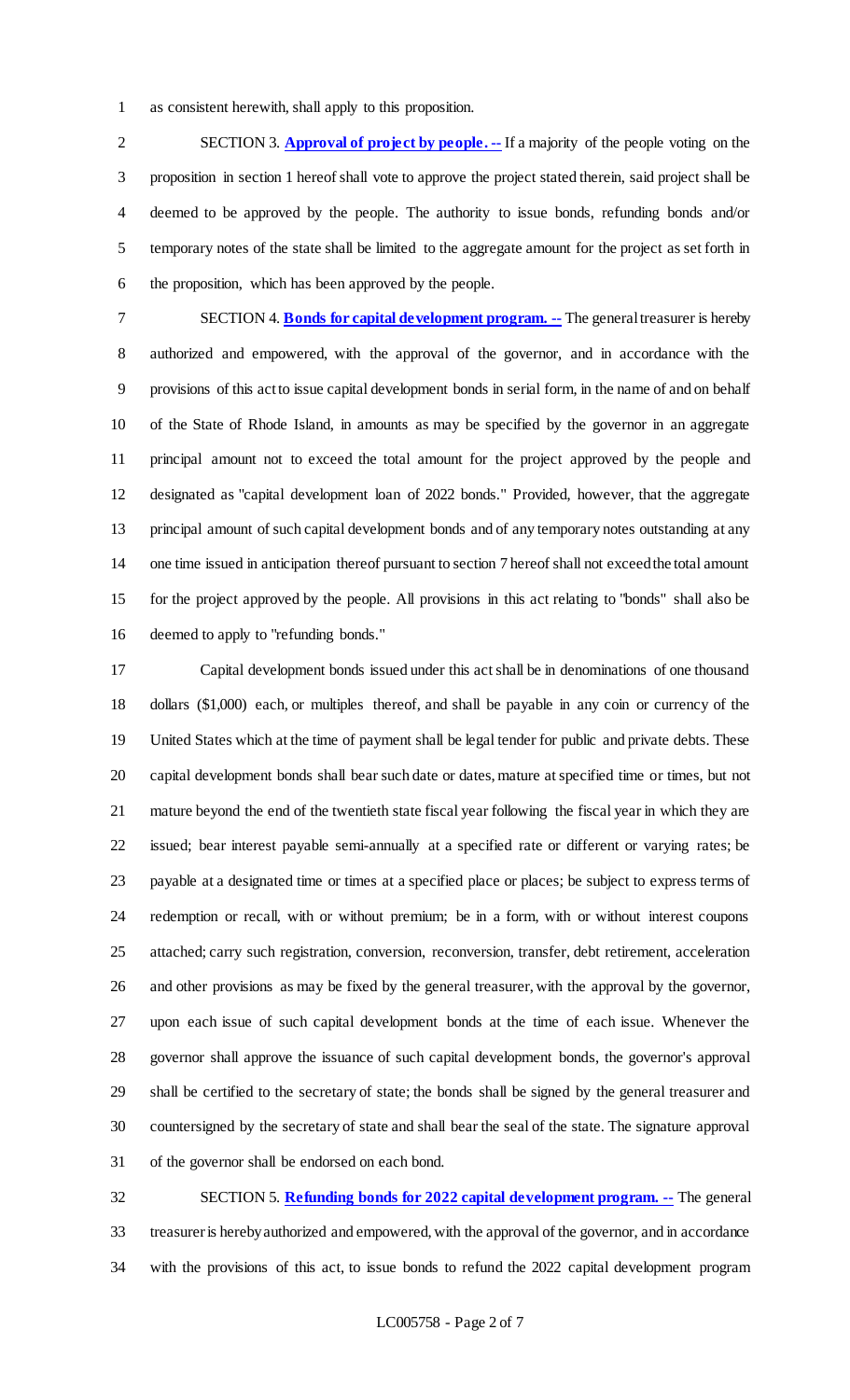as consistent herewith, shall apply to this proposition.

SECTION 3. **Approval of project by people. --** If a majority of the people voting on the proposition in section 1 hereof shall vote to approve the project stated therein, said project shall be deemed to be approved by the people. The authority to issue bonds, refunding bonds and/or temporary notes of the state shall be limited to the aggregate amount for the project as set forth in the proposition, which has been approved by the people.

SECTION 4. **Bonds for capital development program. --** The general treasurer is hereby authorized and empowered, with the approval of the governor, and in accordance with the provisions of this act to issue capital development bonds in serial form, in the name of and on behalf of the State of Rhode Island, in amounts as may be specified by the governor in an aggregate principal amount not to exceed the total amount for the project approved by the people and designated as "capital development loan of 2022 bonds." Provided, however, that the aggregate principal amount of such capital development bonds and of any temporary notes outstanding at any one time issued in anticipation thereof pursuant to section 7 hereof shall not exceed the total amount for the project approved by the people. All provisions in this act relating to "bonds" shall also be deemed to apply to "refunding bonds."

Capital development bonds issued under this act shall be in denominations of one thousand dollars ($1,000) each, or multiples thereof, and shall be payable in any coin or currency of the United States which at the time of payment shall be legal tender for public and private debts. These capital development bonds shall bear such date or dates, mature at specified time or times, but not mature beyond the end of the twentieth state fiscal year following the fiscal year in which they are issued; bear interest payable semi-annually at a specified rate or different or varying rates; be payable at a designated time or times at a specified place or places; be subject to express terms of redemption or recall, with or without premium; be in a form, with or without interest coupons attached; carry such registration, conversion, reconversion, transfer, debt retirement, acceleration and other provisions as may be fixed by the general treasurer, with the approval by the governor, upon each issue of such capital development bonds at the time of each issue. Whenever the governor shall approve the issuance of such capital development bonds, the governor's approval shall be certified to the secretary of state; the bonds shall be signed by the general treasurer and countersigned by the secretary of state and shall bear the seal of the state. The signature approval of the governor shall be endorsed on each bond.

SECTION 5. **Refunding bonds for 2022 capital development program. --** The general treasurer is hereby authorized and empowered, with the approval of the governor, and in accordance with the provisions of this act, to issue bonds to refund the 2022 capital development program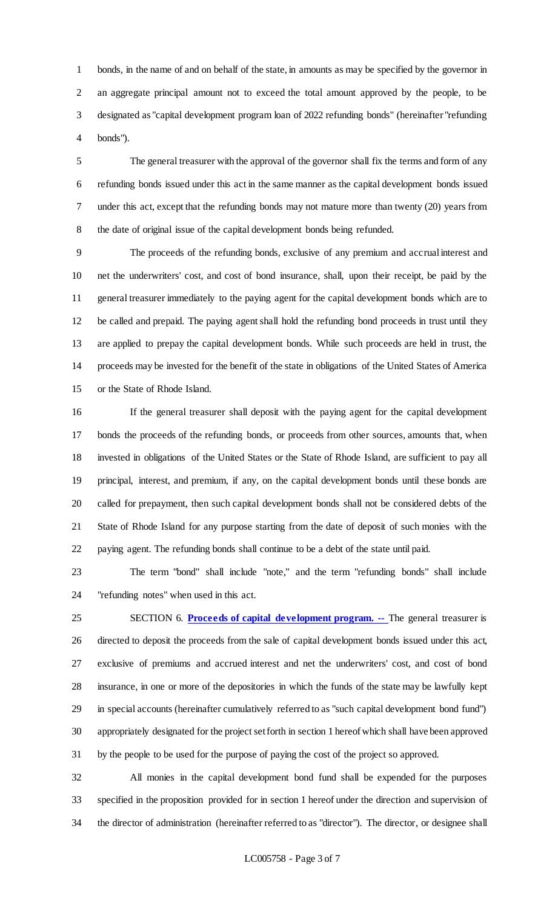bonds, in the name of and on behalf of the state, in amounts as may be specified by the governor in an aggregate principal amount not to exceed the total amount approved by the people, to be designated as "capital development program loan of 2022 refunding bonds" (hereinafter "refunding bonds").

The general treasurer with the approval of the governor shall fix the terms and form of any refunding bonds issued under this act in the same manner as the capital development bonds issued under this act, except that the refunding bonds may not mature more than twenty (20) years from the date of original issue of the capital development bonds being refunded.

The proceeds of the refunding bonds, exclusive of any premium and accrual interest and net the underwriters' cost, and cost of bond insurance, shall, upon their receipt, be paid by the general treasurer immediately to the paying agent for the capital development bonds which are to be called and prepaid. The paying agent shall hold the refunding bond proceeds in trust until they are applied to prepay the capital development bonds. While such proceeds are held in trust, the proceeds may be invested for the benefit of the state in obligations of the United States of America or the State of Rhode Island.

If the general treasurer shall deposit with the paying agent for the capital development bonds the proceeds of the refunding bonds, or proceeds from other sources, amounts that, when invested in obligations of the United States or the State of Rhode Island, are sufficient to pay all principal, interest, and premium, if any, on the capital development bonds until these bonds are called for prepayment, then such capital development bonds shall not be considered debts of the State of Rhode Island for any purpose starting from the date of deposit of such monies with the paying agent. The refunding bonds shall continue to be a debt of the state until paid.

The term "bond" shall include "note," and the term "refunding bonds" shall include "refunding notes" when used in this act.

SECTION 6. **Proceeds of capital development program. --** The general treasurer is directed to deposit the proceeds from the sale of capital development bonds issued under this act, exclusive of premiums and accrued interest and net the underwriters' cost, and cost of bond insurance, in one or more of the depositories in which the funds of the state may be lawfully kept in special accounts (hereinafter cumulatively referred to as "such capital development bond fund") appropriately designated for the project set forth in section 1 hereof which shall have been approved by the people to be used for the purpose of paying the cost of the project so approved.

All monies in the capital development bond fund shall be expended for the purposes specified in the proposition provided for in section 1 hereof under the direction and supervision of the director of administration (hereinafter referred to as "director"). The director, or designee shall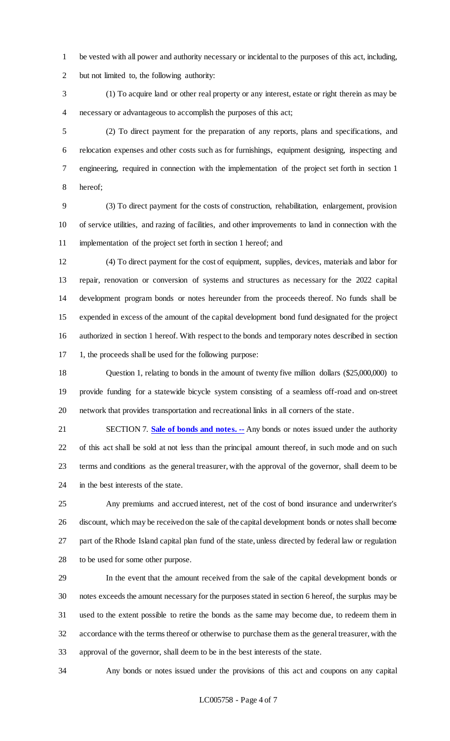be vested with all power and authority necessary or incidental to the purposes of this act, including, but not limited to, the following authority:

(1) To acquire land or other real property or any interest, estate or right therein as may be necessary or advantageous to accomplish the purposes of this act;

(2) To direct payment for the preparation of any reports, plans and specifications, and relocation expenses and other costs such as for furnishings, equipment designing, inspecting and engineering, required in connection with the implementation of the project set forth in section 1 hereof;

(3) To direct payment for the costs of construction, rehabilitation, enlargement, provision of service utilities, and razing of facilities, and other improvements to land in connection with the implementation of the project set forth in section 1 hereof; and

(4) To direct payment for the cost of equipment, supplies, devices, materials and labor for repair, renovation or conversion of systems and structures as necessary for the 2022 capital development program bonds or notes hereunder from the proceeds thereof. No funds shall be expended in excess of the amount of the capital development bond fund designated for the project authorized in section 1 hereof. With respect to the bonds and temporary notes described in section 1, the proceeds shall be used for the following purpose:

Question 1, relating to bonds in the amount of twenty five million dollars ($25,000,000) to provide funding for a statewide bicycle system consisting of a seamless off-road and on-street network that provides transportation and recreational links in all corners of the state.

SECTION 7. **Sale of bonds and notes. --** Any bonds or notes issued under the authority of this act shall be sold at not less than the principal amount thereof, in such mode and on such terms and conditions as the general treasurer, with the approval of the governor, shall deem to be in the best interests of the state.

Any premiums and accrued interest, net of the cost of bond insurance and underwriter's discount, which may be received on the sale of the capital development bonds or notes shall become part of the Rhode Island capital plan fund of the state, unless directed by federal law or regulation to be used for some other purpose.

In the event that the amount received from the sale of the capital development bonds or notes exceeds the amount necessary for the purposes stated in section 6 hereof, the surplus may be used to the extent possible to retire the bonds as the same may become due, to redeem them in accordance with the terms thereof or otherwise to purchase them as the general treasurer, with the approval of the governor, shall deem to be in the best interests of the state.

Any bonds or notes issued under the provisions of this act and coupons on any capital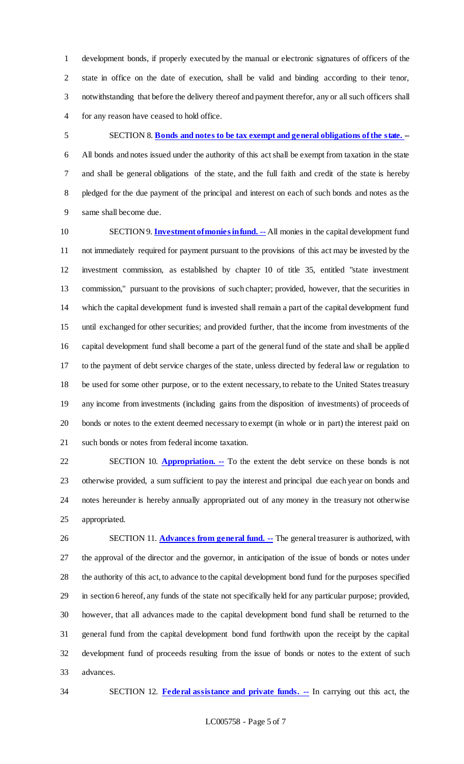development bonds, if properly executed by the manual or electronic signatures of officers of the state in office on the date of execution, shall be valid and binding according to their tenor, notwithstanding that before the delivery thereof and payment therefor, any or all such officers shall for any reason have ceased to hold office.

SECTION 8. **Bonds and notes to be tax exempt and general obligations of the state. --** All bonds and notes issued under the authority of this act shall be exempt from taxation in the state and shall be general obligations of the state, and the full faith and credit of the state is hereby pledged for the due payment of the principal and interest on each of such bonds and notes as the same shall become due.

SECTION 9. **Investment of monies in fund. --** All monies in the capital development fund not immediately required for payment pursuant to the provisions of this act may be invested by the investment commission, as established by chapter 10 of title 35, entitled "state investment commission," pursuant to the provisions of such chapter; provided, however, that the securities in which the capital development fund is invested shall remain a part of the capital development fund until exchanged for other securities; and provided further, that the income from investments of the capital development fund shall become a part of the general fund of the state and shall be applied to the payment of debt service charges of the state, unless directed by federal law or regulation to be used for some other purpose, or to the extent necessary, to rebate to the United States treasury any income from investments (including gains from the disposition of investments) of proceeds of bonds or notes to the extent deemed necessary to exempt (in whole or in part) the interest paid on such bonds or notes from federal income taxation.

SECTION 10. **Appropriation. --** To the extent the debt service on these bonds is not otherwise provided, a sum sufficient to pay the interest and principal due each year on bonds and notes hereunder is hereby annually appropriated out of any money in the treasury not otherwise appropriated.

SECTION 11. **Advances from general fund. --** The general treasurer is authorized, with the approval of the director and the governor, in anticipation of the issue of bonds or notes under the authority of this act, to advance to the capital development bond fund for the purposes specified in section 6 hereof, any funds of the state not specifically held for any particular purpose; provided, however, that all advances made to the capital development bond fund shall be returned to the general fund from the capital development bond fund forthwith upon the receipt by the capital development fund of proceeds resulting from the issue of bonds or notes to the extent of such advances.

SECTION 12. **Federal assistance and private funds. --** In carrying out this act, the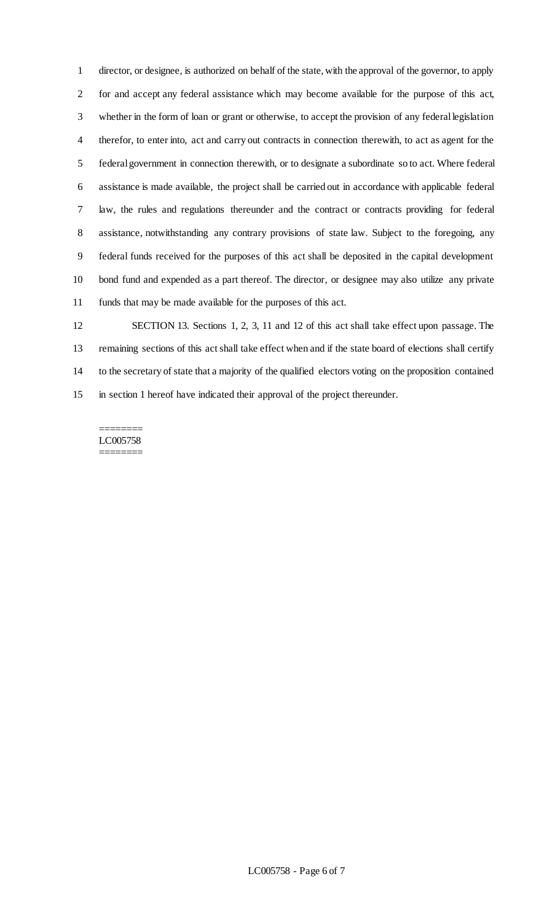director, or designee, is authorized on behalf of the state, with the approval of the governor, to apply for and accept any federal assistance which may become available for the purpose of this act, whether in the form of loan or grant or otherwise, to accept the provision of any federal legislation therefor, to enter into, act and carry out contracts in connection therewith, to act as agent for the federal government in connection therewith, or to designate a subordinate so to act. Where federal assistance is made available, the project shall be carried out in accordance with applicable federal law, the rules and regulations thereunder and the contract or contracts providing for federal assistance, notwithstanding any contrary provisions of state law. Subject to the foregoing, any federal funds received for the purposes of this act shall be deposited in the capital development bond fund and expended as a part thereof. The director, or designee may also utilize any private funds that may be made available for the purposes of this act.

SECTION 13. Sections 1, 2, 3, 11 and 12 of this act shall take effect upon passage. The remaining sections of this act shall take effect when and if the state board of elections shall certify to the secretary of state that a majority of the qualified electors voting on the proposition contained in section 1 hereof have indicated their approval of the project thereunder.

========
LC005758
========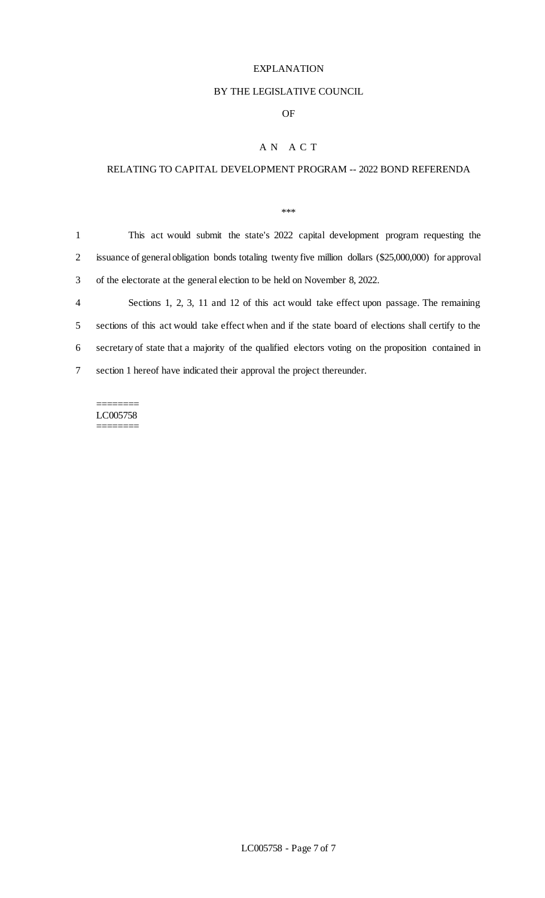EXPLANATION

BY THE LEGISLATIVE COUNCIL

OF

A N A C T

RELATING TO CAPITAL DEVELOPMENT PROGRAM -- 2022 BOND REFERENDA

\*\*\*

This act would submit the state's 2022 capital development program requesting the issuance of general obligation bonds totaling twenty five million dollars ($25,000,000) for approval of the electorate at the general election to be held on November 8, 2022.

Sections 1, 2, 3, 11 and 12 of this act would take effect upon passage. The remaining sections of this act would take effect when and if the state board of elections shall certify to the secretary of state that a majority of the qualified electors voting on the proposition contained in section 1 hereof have indicated their approval the project thereunder.

========
LC005758
========